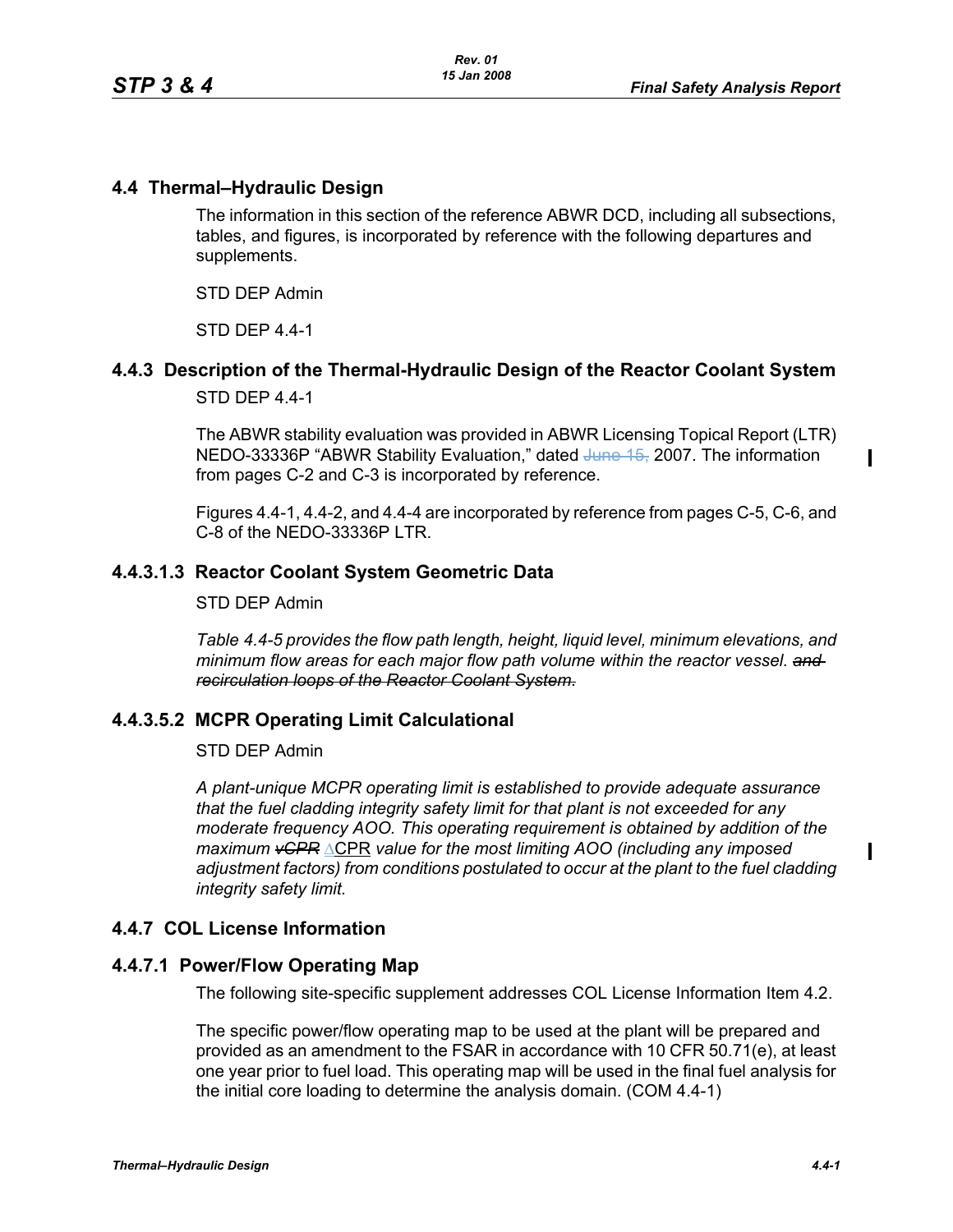## 4.4 Thermal–Hydraulic Design

The information in this section of the reference ABWR DCD, including all subsections, tables, and figures, is incorporated by reference with the following departures and supplements.

STD DEP Admin

STD DEP 4.4-1

## 4.4.3 Description of the Thermal-Hydraulic Design of the Reactor Coolant System

STD DEP 4.4-1

The ABWR stability evaluation was provided in ABWR Licensing Topical Report (LTR) NEDO-33336P "ABWR Stability Evaluation," dated ~~June 15,~~ 2007. The information from pages C-2 and C-3 is incorporated by reference.

Figures 4.4-1, 4.4-2, and 4.4-4 are incorporated by reference from pages C-5, C-6, and C-8 of the NEDO-33336P LTR.

### 4.4.3.1.3 Reactor Coolant System Geometric Data

STD DEP Admin

*Table 4.4-5 provides the flow path length, height, liquid level, minimum elevations, and minimum flow areas for each major flow path volume within the reactor vessel. ~~and recirculation loops of the Reactor Coolant System.~~*

### 4.4.3.5.2 MCPR Operating Limit Calculational

STD DEP Admin

*A plant-unique MCPR operating limit is established to provide adequate assurance that the fuel cladding integrity safety limit for that plant is not exceeded for any moderate frequency AOO. This operating requirement is obtained by addition of the maximum ~~vCPR~~ ΔCPR value for the most limiting AOO (including any imposed adjustment factors) from conditions postulated to occur at the plant to the fuel cladding integrity safety limit.*

## 4.4.7 COL License Information

### 4.4.7.1 Power/Flow Operating Map

The following site-specific supplement addresses COL License Information Item 4.2.

The specific power/flow operating map to be used at the plant will be prepared and provided as an amendment to the FSAR in accordance with 10 CFR 50.71(e), at least one year prior to fuel load. This operating map will be used in the final fuel analysis for the initial core loading to determine the analysis domain. (COM 4.4-1)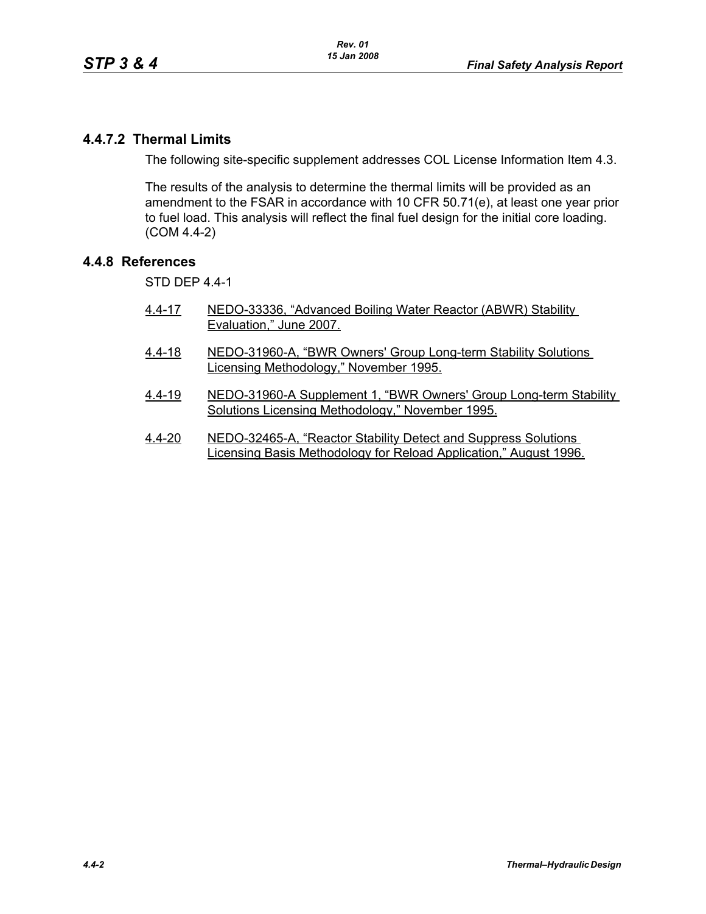### 4.4.7.2 Thermal Limits

The following site-specific supplement addresses COL License Information Item 4.3.

The results of the analysis to determine the thermal limits will be provided as an amendment to the FSAR in accordance with 10 CFR 50.71(e), at least one year prior to fuel load. This analysis will reflect the final fuel design for the initial core loading. (COM 4.4-2)

## 4.4.8 References

STD DEP 4.4-1

4.4-17 NEDO-33336, "Advanced Boiling Water Reactor (ABWR) Stability Evaluation," June 2007.

4.4-18 NEDO-31960-A, "BWR Owners' Group Long-term Stability Solutions Licensing Methodology," November 1995.

4.4-19 NEDO-31960-A Supplement 1, "BWR Owners' Group Long-term Stability Solutions Licensing Methodology," November 1995.

4.4-20 NEDO-32465-A, "Reactor Stability Detect and Suppress Solutions Licensing Basis Methodology for Reload Application," August 1996.